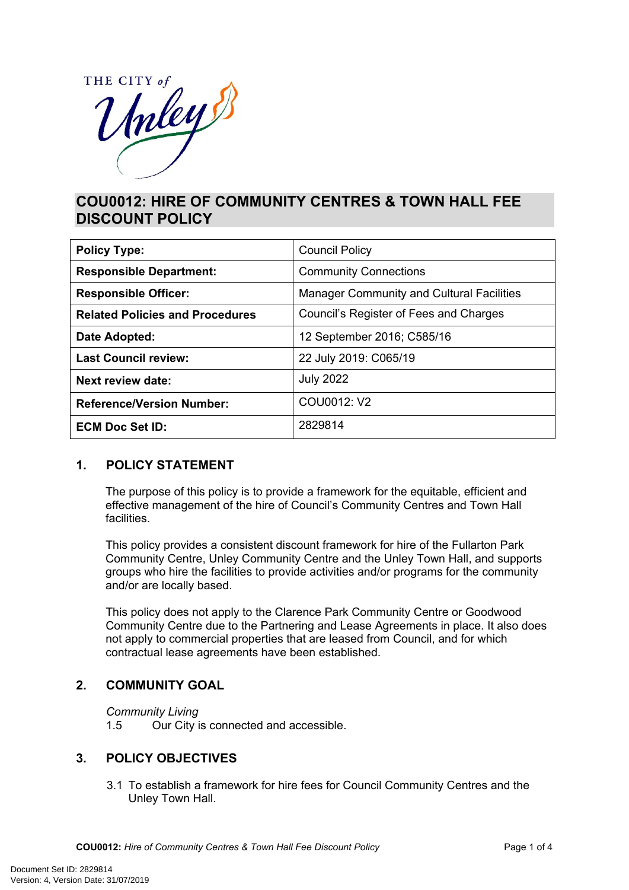# COU0012: HIRE OF COMMUNITY CENTRES & TOWN HALL FEE DISCOUNT POLICY

| **Policy Type:** | Council Policy |
|---|---|
| **Responsible Department:** | Community Connections |
| **Responsible Officer:** | Manager Community and Cultural Facilities |
| **Related Policies and Procedures** | Council's Register of Fees and Charges |
| **Date Adopted:** | 12 September 2016; C585/16 |
| **Last Council review:** | 22 July 2019: C065/19 |
| **Next review date:** | July 2022 |
| **Reference/Version Number:** | COU0012: V2 |
| **ECM Doc Set ID:** | 2829814 |

## 1. POLICY STATEMENT

The purpose of this policy is to provide a framework for the equitable, efficient and effective management of the hire of Council's Community Centres and Town Hall facilities.

This policy provides a consistent discount framework for hire of the Fullarton Park Community Centre, Unley Community Centre and the Unley Town Hall, and supports groups who hire the facilities to provide activities and/or programs for the community and/or are locally based.

This policy does not apply to the Clarence Park Community Centre or Goodwood Community Centre due to the Partnering and Lease Agreements in place. It also does not apply to commercial properties that are leased from Council, and for which contractual lease agreements have been established.

## 2. COMMUNITY GOAL

*Community Living*

1.5 Our City is connected and accessible.

## 3. POLICY OBJECTIVES

3.1 To establish a framework for hire fees for Council Community Centres and the Unley Town Hall.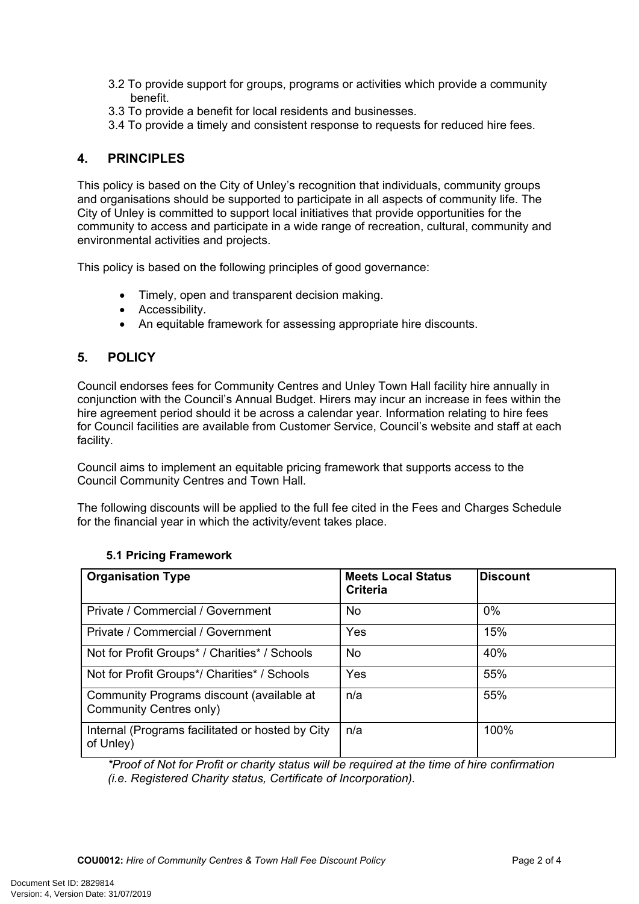3.2 To provide support for groups, programs or activities which provide a community benefit.
3.3 To provide a benefit for local residents and businesses.
3.4 To provide a timely and consistent response to requests for reduced hire fees.

## 4. PRINCIPLES

This policy is based on the City of Unley's recognition that individuals, community groups and organisations should be supported to participate in all aspects of community life. The City of Unley is committed to support local initiatives that provide opportunities for the community to access and participate in a wide range of recreation, cultural, community and environmental activities and projects.

This policy is based on the following principles of good governance:

- Timely, open and transparent decision making.
- Accessibility.
- An equitable framework for assessing appropriate hire discounts.

## 5. POLICY

Council endorses fees for Community Centres and Unley Town Hall facility hire annually in conjunction with the Council's Annual Budget. Hirers may incur an increase in fees within the hire agreement period should it be across a calendar year. Information relating to hire fees for Council facilities are available from Customer Service, Council's website and staff at each facility.

Council aims to implement an equitable pricing framework that supports access to the Council Community Centres and Town Hall.

The following discounts will be applied to the full fee cited in the Fees and Charges Schedule for the financial year in which the activity/event takes place.

### 5.1 Pricing Framework

| Organisation Type | Meets Local Status Criteria | Discount |
|---|---|---|
| Private / Commercial / Government | No | 0% |
| Private / Commercial / Government | Yes | 15% |
| Not for Profit Groups* / Charities* / Schools | No | 40% |
| Not for Profit Groups*/ Charities* / Schools | Yes | 55% |
| Community Programs discount (available at Community Centres only) | n/a | 55% |
| Internal (Programs facilitated or hosted by City of Unley) | n/a | 100% |

*\*Proof of Not for Profit or charity status will be required at the time of hire confirmation (i.e. Registered Charity status, Certificate of Incorporation).*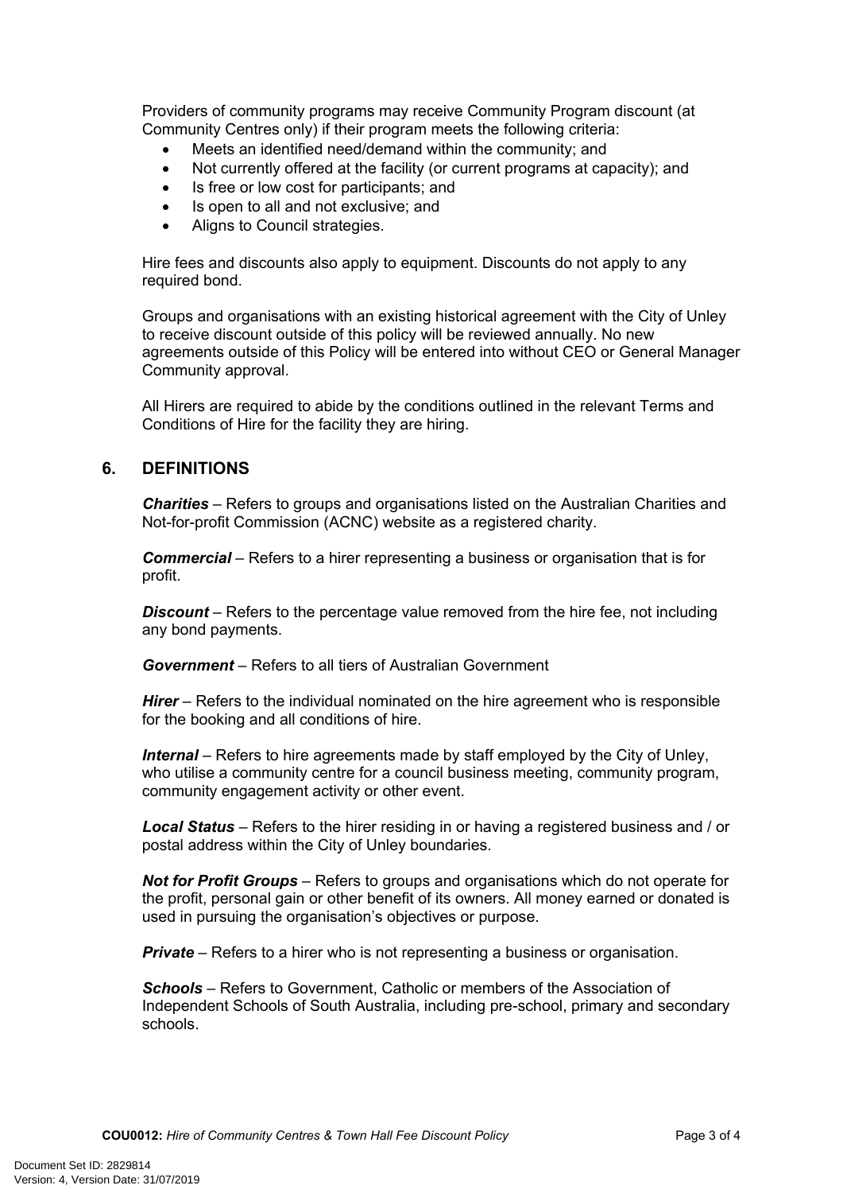Providers of community programs may receive Community Program discount (at Community Centres only) if their program meets the following criteria:

- Meets an identified need/demand within the community; and
- Not currently offered at the facility (or current programs at capacity); and
- Is free or low cost for participants; and
- Is open to all and not exclusive; and
- Aligns to Council strategies.

Hire fees and discounts also apply to equipment. Discounts do not apply to any required bond.

Groups and organisations with an existing historical agreement with the City of Unley to receive discount outside of this policy will be reviewed annually. No new agreements outside of this Policy will be entered into without CEO or General Manager Community approval.

All Hirers are required to abide by the conditions outlined in the relevant Terms and Conditions of Hire for the facility they are hiring.

## 6. DEFINITIONS

***Charities*** – Refers to groups and organisations listed on the Australian Charities and Not-for-profit Commission (ACNC) website as a registered charity.

***Commercial*** – Refers to a hirer representing a business or organisation that is for profit.

***Discount*** – Refers to the percentage value removed from the hire fee, not including any bond payments.

***Government*** – Refers to all tiers of Australian Government

***Hirer*** – Refers to the individual nominated on the hire agreement who is responsible for the booking and all conditions of hire.

***Internal*** – Refers to hire agreements made by staff employed by the City of Unley, who utilise a community centre for a council business meeting, community program, community engagement activity or other event.

***Local Status*** – Refers to the hirer residing in or having a registered business and / or postal address within the City of Unley boundaries.

***Not for Profit Groups*** – Refers to groups and organisations which do not operate for the profit, personal gain or other benefit of its owners. All money earned or donated is used in pursuing the organisation's objectives or purpose.

***Private*** – Refers to a hirer who is not representing a business or organisation.

***Schools*** – Refers to Government, Catholic or members of the Association of Independent Schools of South Australia, including pre-school, primary and secondary schools.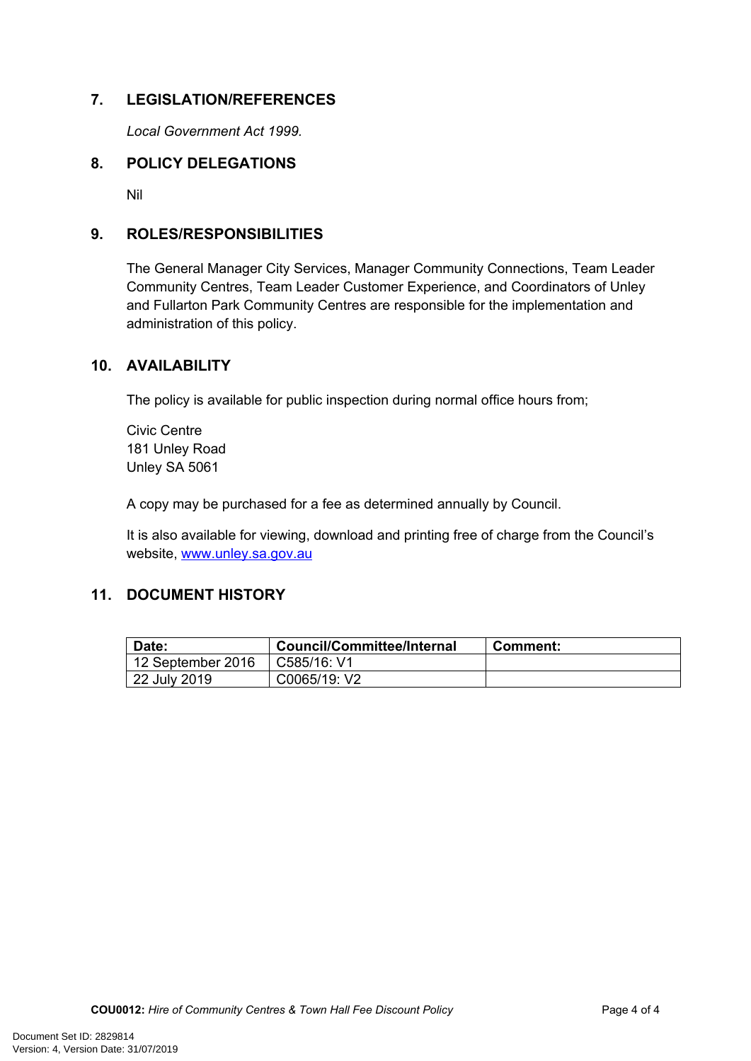## 7. LEGISLATION/REFERENCES

*Local Government Act 1999.*

## 8. POLICY DELEGATIONS

Nil

## 9. ROLES/RESPONSIBILITIES

The General Manager City Services, Manager Community Connections, Team Leader Community Centres, Team Leader Customer Experience, and Coordinators of Unley and Fullarton Park Community Centres are responsible for the implementation and administration of this policy.

## 10. AVAILABILITY

The policy is available for public inspection during normal office hours from;

Civic Centre
181 Unley Road
Unley SA 5061

A copy may be purchased for a fee as determined annually by Council.

It is also available for viewing, download and printing free of charge from the Council's website, [www.unley.sa.gov.au](http://www.unley.sa.gov.au)

## 11. DOCUMENT HISTORY

| Date: | Council/Committee/Internal | Comment: |
| --- | --- | --- |
| 12 September 2016 | C585/16: V1 | |
| 22 July 2019 | C0065/19: V2 | |